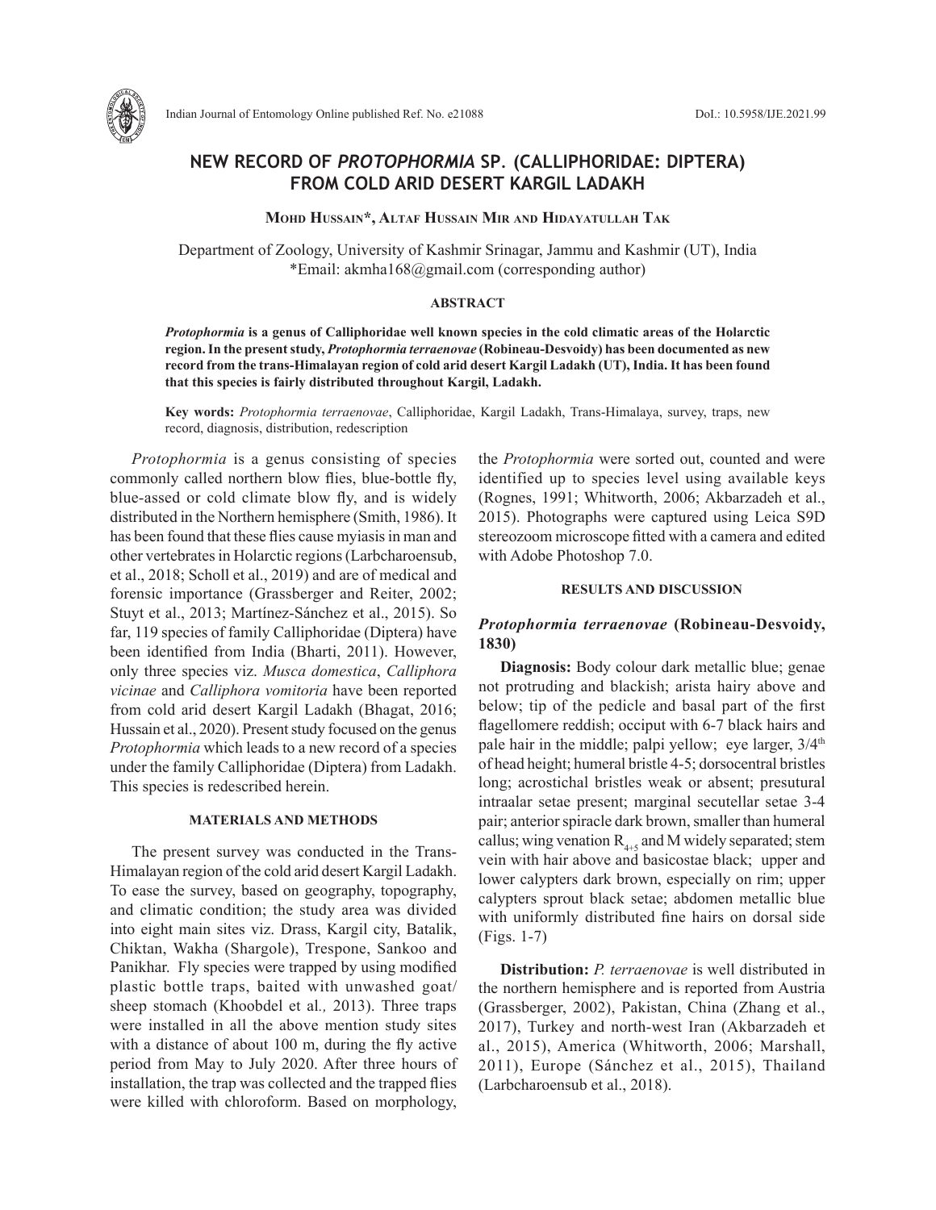# NEW RECORD OF *PROTOPHORMIA* SP. (CALLIPHORIDAE: DIPTERA) FROM COLD ARID DESERT KARGIL LADAKH

**Mohd Hussain\*, Altaf Hussain Mir and Hidayatullah Tak**

Department of Zoology, University of Kashmir Srinagar, Jammu and Kashmir (UT), India
\*Email: akmha168@gmail.com (corresponding author)

## ABSTRACT

***Protophormia* is a genus of Calliphoridae well known species in the cold climatic areas of the Holarctic region. In the present study, *Protophormia terraenovae* (Robineau-Desvoidy) has been documented as new record from the trans-Himalayan region of cold arid desert Kargil Ladakh (UT), India. It has been found that this species is fairly distributed throughout Kargil, Ladakh.**

**Key words:** *Protophormia terraenovae*, Calliphoridae, Kargil Ladakh, Trans-Himalaya, survey, traps, new record, diagnosis, distribution, redescription

*Protophormia* is a genus consisting of species commonly called northern blow flies, blue-bottle fly, blue-assed or cold climate blow fly, and is widely distributed in the Northern hemisphere (Smith, 1986). It has been found that these flies cause myiasis in man and other vertebrates in Holarctic regions (Larbcharoensub, et al., 2018; Scholl et al., 2019) and are of medical and forensic importance (Grassberger and Reiter, 2002; Stuyt et al., 2013; Martínez-Sánchez et al., 2015). So far, 119 species of family Calliphoridae (Diptera) have been identified from India (Bharti, 2011). However, only three species viz. *Musca domestica*, *Calliphora vicinae* and *Calliphora vomitoria* have been reported from cold arid desert Kargil Ladakh (Bhagat, 2016; Hussain et al., 2020). Present study focused on the genus *Protophormia* which leads to a new record of a species under the family Calliphoridae (Diptera) from Ladakh. This species is redescribed herein.

## MATERIALS AND METHODS

The present survey was conducted in the Trans-Himalayan region of the cold arid desert Kargil Ladakh. To ease the survey, based on geography, topography, and climatic condition; the study area was divided into eight main sites viz. Drass, Kargil city, Batalik, Chiktan, Wakha (Shargole), Trespone, Sankoo and Panikhar. Fly species were trapped by using modified plastic bottle traps, baited with unwashed goat/ sheep stomach (Khoobdel et al*.,* 2013). Three traps were installed in all the above mention study sites with a distance of about 100 m, during the fly active period from May to July 2020. After three hours of installation, the trap was collected and the trapped flies were killed with chloroform. Based on morphology, the *Protophormia* were sorted out, counted and were identified up to species level using available keys (Rognes, 1991; Whitworth, 2006; Akbarzadeh et al., 2015). Photographs were captured using Leica S9D stereozoom microscope fitted with a camera and edited with Adobe Photoshop 7.0.

## RESULTS AND DISCUSSION

### *Protophormia terraenovae* (Robineau-Desvoidy, 1830)

**Diagnosis:** Body colour dark metallic blue; genae not protruding and blackish; arista hairy above and below; tip of the pedicle and basal part of the first flagellomere reddish; occiput with 6-7 black hairs and pale hair in the middle; palpi yellow; eye larger, 3/4$^{th}$ of head height; humeral bristle 4-5; dorsocentral bristles long; acrostichal bristles weak or absent; presutural intraalar setae present; marginal secutellar setae 3-4 pair; anterior spiracle dark brown, smaller than humeral callus; wing venation $R_{4+5}$ and M widely separated; stem vein with hair above and basicostae black; upper and lower calypters dark brown, especially on rim; upper calypters sprout black setae; abdomen metallic blue with uniformly distributed fine hairs on dorsal side (Figs. 1-7)

**Distribution:** *P. terraenovae* is well distributed in the northern hemisphere and is reported from Austria (Grassberger, 2002), Pakistan, China (Zhang et al., 2017), Turkey and north-west Iran (Akbarzadeh et al., 2015), America (Whitworth, 2006; Marshall, 2011), Europe (Sánchez et al., 2015), Thailand (Larbcharoensub et al., 2018).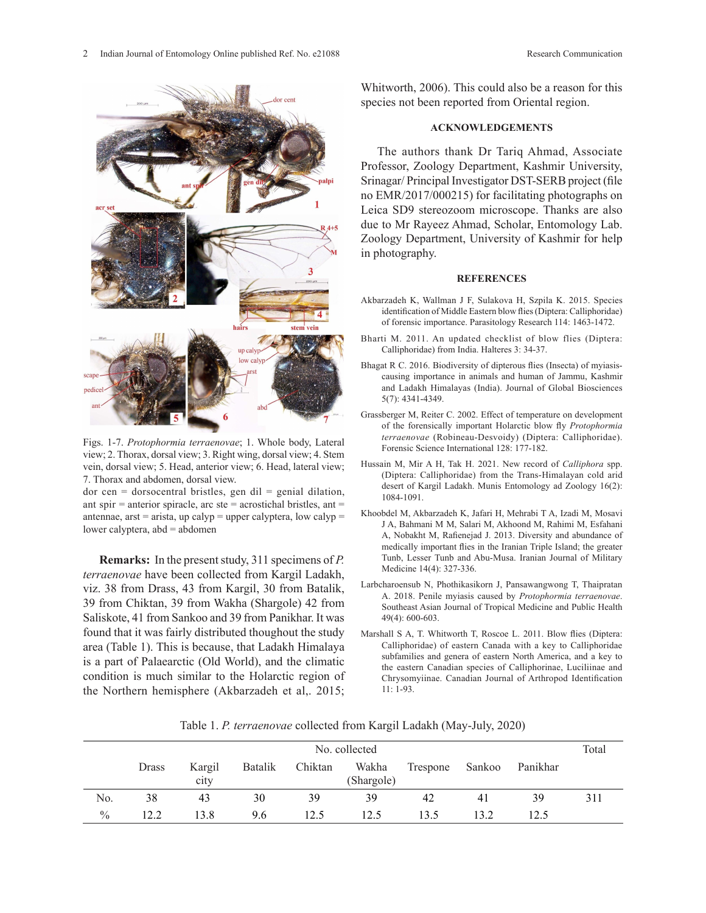Figs. 1-7. *Protophormia terraenovae*; 1. Whole body, Lateral view; 2. Thorax, dorsal view; 3. Right wing, dorsal view; 4. Stem vein, dorsal view; 5. Head, anterior view; 6. Head, lateral view; 7. Thorax and abdomen, dorsal view.
dor cen = dorsocentral bristles, gen dil = genial dilation, ant spir = anterior spiracle, arc ste = acrostichal bristles, ant = antennae, arst = arista, up calyp = upper calyptera, low calyp = lower calyptera, abd = abdomen

**Remarks:** In the present study, 311 specimens of *P. terraenovae* have been collected from Kargil Ladakh, viz. 38 from Drass, 43 from Kargil, 30 from Batalik, 39 from Chiktan, 39 from Wakha (Shargole) 42 from Saliskote, 41 from Sankoo and 39 from Panikhar. It was found that it was fairly distributed thoughout the study area (Table 1). This is because, that Ladakh Himalaya is a part of Palaearctic (Old World), and the climatic condition is much similar to the Holarctic region of the Northern hemisphere (Akbarzadeh et al,. 2015; Whitworth, 2006). This could also be a reason for this species not been reported from Oriental region.

## ACKNOWLEDGEMENTS

The authors thank Dr Tariq Ahmad, Associate Professor, Zoology Department, Kashmir University, Srinagar/ Principal Investigator DST-SERB project (file no EMR/2017/000215) for facilitating photographs on Leica SD9 stereozoom microscope. Thanks are also due to Mr Rayeez Ahmad, Scholar, Entomology Lab. Zoology Department, University of Kashmir for help in photography.

## REFERENCES

Akbarzadeh K, Wallman J F, Sulakova H, Szpila K. 2015. Species identification of Middle Eastern blow flies (Diptera: Calliphoridae) of forensic importance. Parasitology Research 114: 1463-1472.

Bharti M. 2011. An updated checklist of blow flies (Diptera: Calliphoridae) from India. Halteres 3: 34-37.

Bhagat R C. 2016. Biodiversity of dipterous flies (Insecta) of myiasis-causing importance in animals and human of Jammu, Kashmir and Ladakh Himalayas (India). Journal of Global Biosciences 5(7): 4341-4349.

Grassberger M, Reiter C. 2002. Effect of temperature on development of the forensically important Holarctic blow fly *Protophormia terraenovae* (Robineau-Desvoidy) (Diptera: Calliphoridae). Forensic Science International 128: 177-182.

Hussain M, Mir A H, Tak H. 2021. New record of *Calliphora* spp. (Diptera: Calliphoridae) from the Trans-Himalayan cold arid desert of Kargil Ladakh. Munis Entomology ad Zoology 16(2): 1084-1091.

Khoobdel M, Akbarzadeh K, Jafari H, Mehrabi T A, Izadi M, Mosavi J A, Bahmani M M, Salari M, Akhoond M, Rahimi M, Esfahani A, Nobakht M, Rafienejad J. 2013. Diversity and abundance of medically important flies in the Iranian Triple Island; the greater Tunb, Lesser Tunb and Abu-Musa. Iranian Journal of Military Medicine 14(4): 327-336.

Larbcharoensub N, Phothikasikorn J, Pansawangwong T, Thaipratan A. 2018. Penile myiasis caused by *Protophormia terraenovae*. Southeast Asian Journal of Tropical Medicine and Public Health 49(4): 600-603.

Marshall S A, T. Whitworth T, Roscoe L. 2011. Blow flies (Diptera: Calliphoridae) of eastern Canada with a key to Calliphoridae subfamilies and genera of eastern North America, and a key to the eastern Canadian species of Calliphorinae, Luciliinae and Chrysomyiinae. Canadian Journal of Arthropod Identification 11: 1-93.

Table 1. *P. terraenovae* collected from Kargil Ladakh (May-July, 2020)

| | No. collected | | | | | | | | Total |
|---|---|---|---|---|---|---|---|---|---|
| | Drass | Kargil city | Batalik | Chiktan | Wakha (Shargole) | Trespone | Sankoo | Panikhar | |
| No. | 38 | 43 | 30 | 39 | 39 | 42 | 41 | 39 | 311 |
| % | 12.2 | 13.8 | 9.6 | 12.5 | 12.5 | 13.5 | 13.2 | 12.5 | |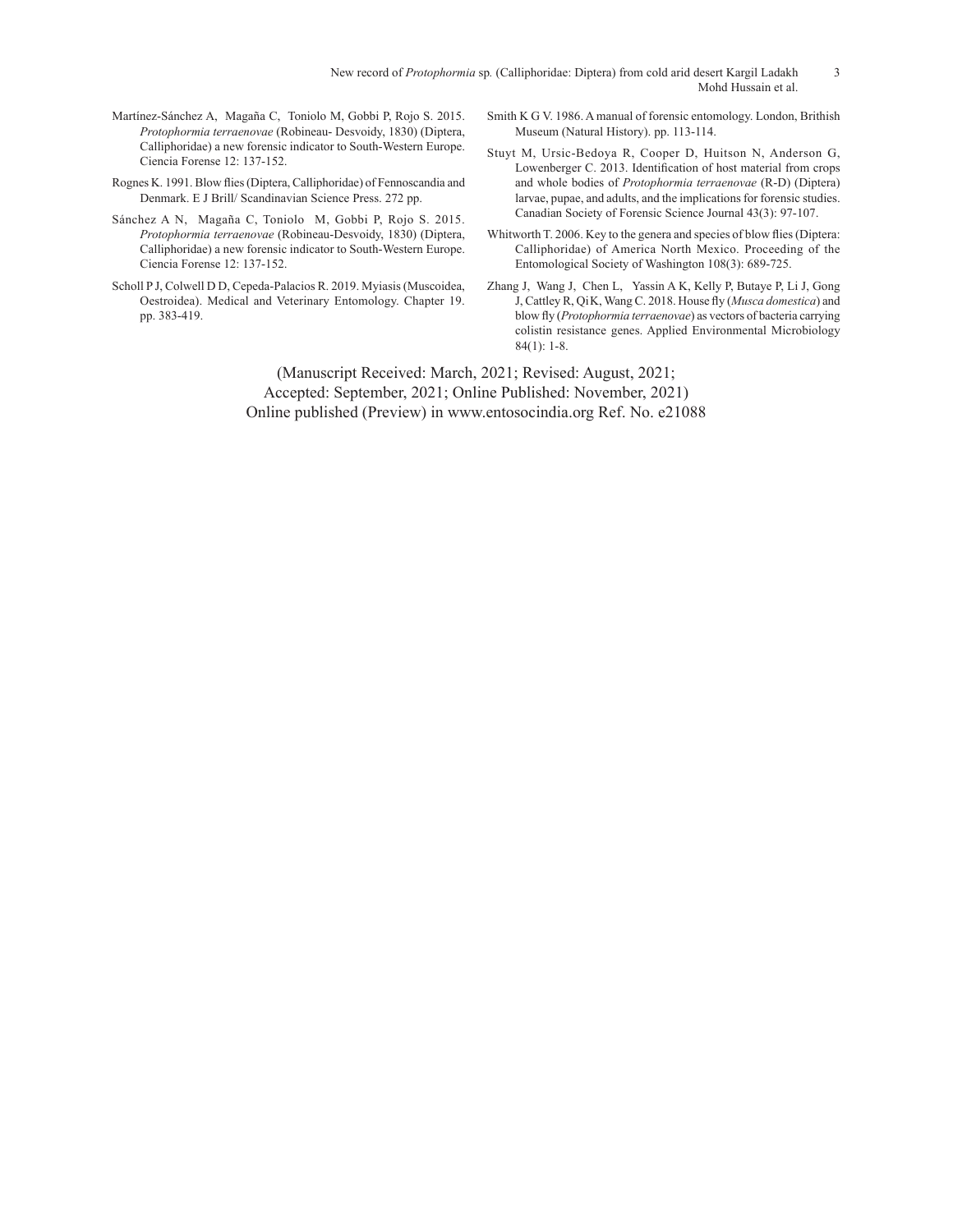Martínez-Sánchez A, Magaña C, Toniolo M, Gobbi P, Rojo S. 2015. *Protophormia terraenovae* (Robineau- Desvoidy, 1830) (Diptera, Calliphoridae) a new forensic indicator to South-Western Europe. Ciencia Forense 12: 137-152.

Rognes K. 1991. Blow flies (Diptera, Calliphoridae) of Fennoscandia and Denmark. E J Brill/ Scandinavian Science Press. 272 pp.

Sánchez A N, Magaña C, Toniolo M, Gobbi P, Rojo S. 2015. *Protophormia terraenovae* (Robineau-Desvoidy, 1830) (Diptera, Calliphoridae) a new forensic indicator to South-Western Europe. Ciencia Forense 12: 137-152.

Scholl P J, Colwell D D, Cepeda-Palacios R. 2019. Myiasis (Muscoidea, Oestroidea). Medical and Veterinary Entomology. Chapter 19. pp. 383-419.

Smith K G V. 1986. A manual of forensic entomology. London, Brithish Museum (Natural History). pp. 113-114.

Stuyt M, Ursic-Bedoya R, Cooper D, Huitson N, Anderson G, Lowenberger C. 2013. Identification of host material from crops and whole bodies of *Protophormia terraenovae* (R-D) (Diptera) larvae, pupae, and adults, and the implications for forensic studies. Canadian Society of Forensic Science Journal 43(3): 97-107.

Whitworth T. 2006. Key to the genera and species of blow flies (Diptera: Calliphoridae) of America North Mexico. Proceeding of the Entomological Society of Washington 108(3): 689-725.

Zhang J, Wang J, Chen L, Yassin A K, Kelly P, Butaye P, Li J, Gong J, Cattley R, Qi K, Wang C. 2018. House fly (*Musca domestica*) and blow fly (*Protophormia terraenovae*) as vectors of bacteria carrying colistin resistance genes. Applied Environmental Microbiology 84(1): 1-8.

(Manuscript Received: March, 2021; Revised: August, 2021; Accepted: September, 2021; Online Published: November, 2021)
Online published (Preview) in www.entosocindia.org Ref. No. e21088